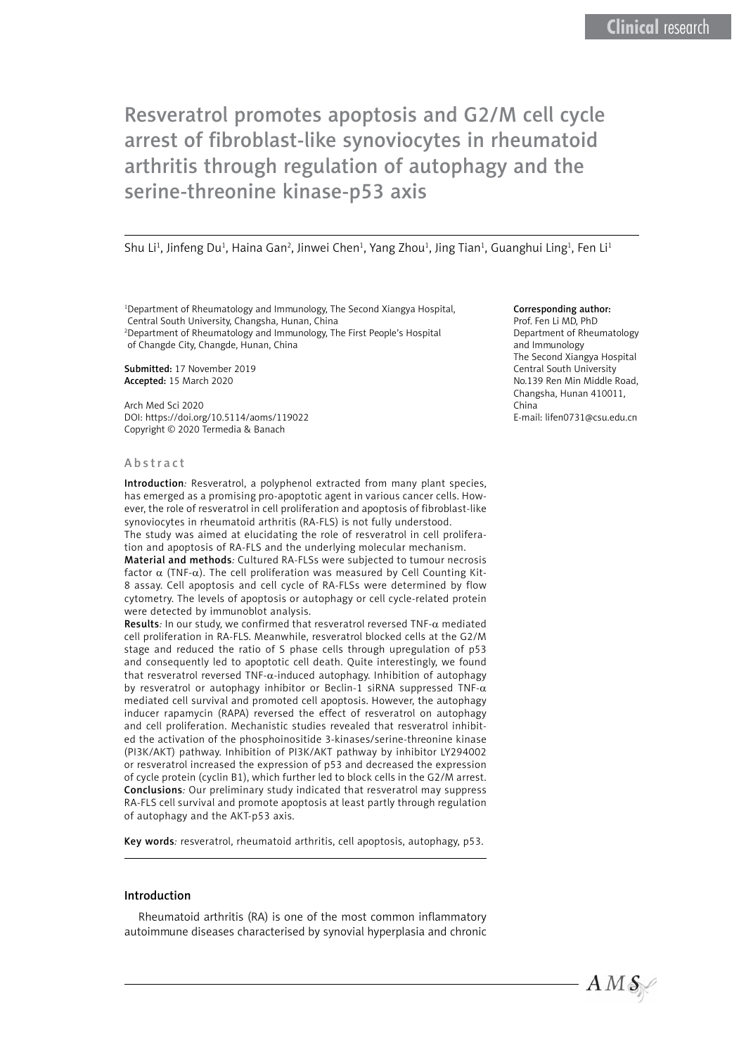Clinical research

# Resveratrol promotes apoptosis and G2/M cell cycle arrest of fibroblast-like synoviocytes in rheumatoid arthritis through regulation of autophagy and the serine-threonine kinase-p53 axis

Shu Li[1], Jinfeng Du[1], Haina Gan[2], Jinwei Chen[1], Yang Zhou[1], Jing Tian[1], Guanghui Ling[1], Fen Li[1]

[1]Department of Rheumatology and Immunology, The Second Xiangya Hospital, Central South University, Changsha, Hunan, China
[2]Department of Rheumatology and Immunology, The First People's Hospital of Changde City, Changde, Hunan, China

**Submitted:** 17 November 2019
**Accepted:** 15 March 2020

Arch Med Sci 2020
DOI: https://doi.org/10.5114/aoms/119022
Copyright © 2020 Termedia & Banach

**Corresponding author:**
Prof. Fen Li MD, PhD
Department of Rheumatology and Immunology
The Second Xiangya Hospital
Central South University
No.139 Ren Min Middle Road,
Changsha, Hunan 410011,
China
E-mail: lifen0731@csu.edu.cn

## Abstract

**Introduction**: Resveratrol, a polyphenol extracted from many plant species, has emerged as a promising pro-apoptotic agent in various cancer cells. However, the role of resveratrol in cell proliferation and apoptosis of fibroblast-like synoviocytes in rheumatoid arthritis (RA-FLS) is not fully understood. The study was aimed at elucidating the role of resveratrol in cell proliferation and apoptosis of RA-FLS and the underlying molecular mechanism.

**Material and methods**: Cultured RA-FLSs were subjected to tumour necrosis factor α (TNF-α). The cell proliferation was measured by Cell Counting Kit-8 assay. Cell apoptosis and cell cycle of RA-FLSs were determined by flow cytometry. The levels of apoptosis or autophagy or cell cycle-related protein were detected by immunoblot analysis.

**Results**: In our study, we confirmed that resveratrol reversed TNF-α mediated cell proliferation in RA-FLS. Meanwhile, resveratrol blocked cells at the G2/M stage and reduced the ratio of S phase cells through upregulation of p53 and consequently led to apoptotic cell death. Quite interestingly, we found that resveratrol reversed TNF-α-induced autophagy. Inhibition of autophagy by resveratrol or autophagy inhibitor or Beclin-1 siRNA suppressed TNF-α mediated cell survival and promoted cell apoptosis. However, the autophagy inducer rapamycin (RAPA) reversed the effect of resveratrol on autophagy and cell proliferation. Mechanistic studies revealed that resveratrol inhibited the activation of the phosphoinositide 3-kinases/serine-threonine kinase (PI3K/AKT) pathway. Inhibition of PI3K/AKT pathway by inhibitor LY294002 or resveratrol increased the expression of p53 and decreased the expression of cycle protein (cyclin B1), which further led to block cells in the G2/M arrest.

**Conclusions**: Our preliminary study indicated that resveratrol may suppress RA-FLS cell survival and promote apoptosis at least partly through regulation of autophagy and the AKT-p53 axis.

**Key words**: resveratrol, rheumatoid arthritis, cell apoptosis, autophagy, p53.

## Introduction

Rheumatoid arthritis (RA) is one of the most common inflammatory autoimmune diseases characterised by synovial hyperplasia and chronic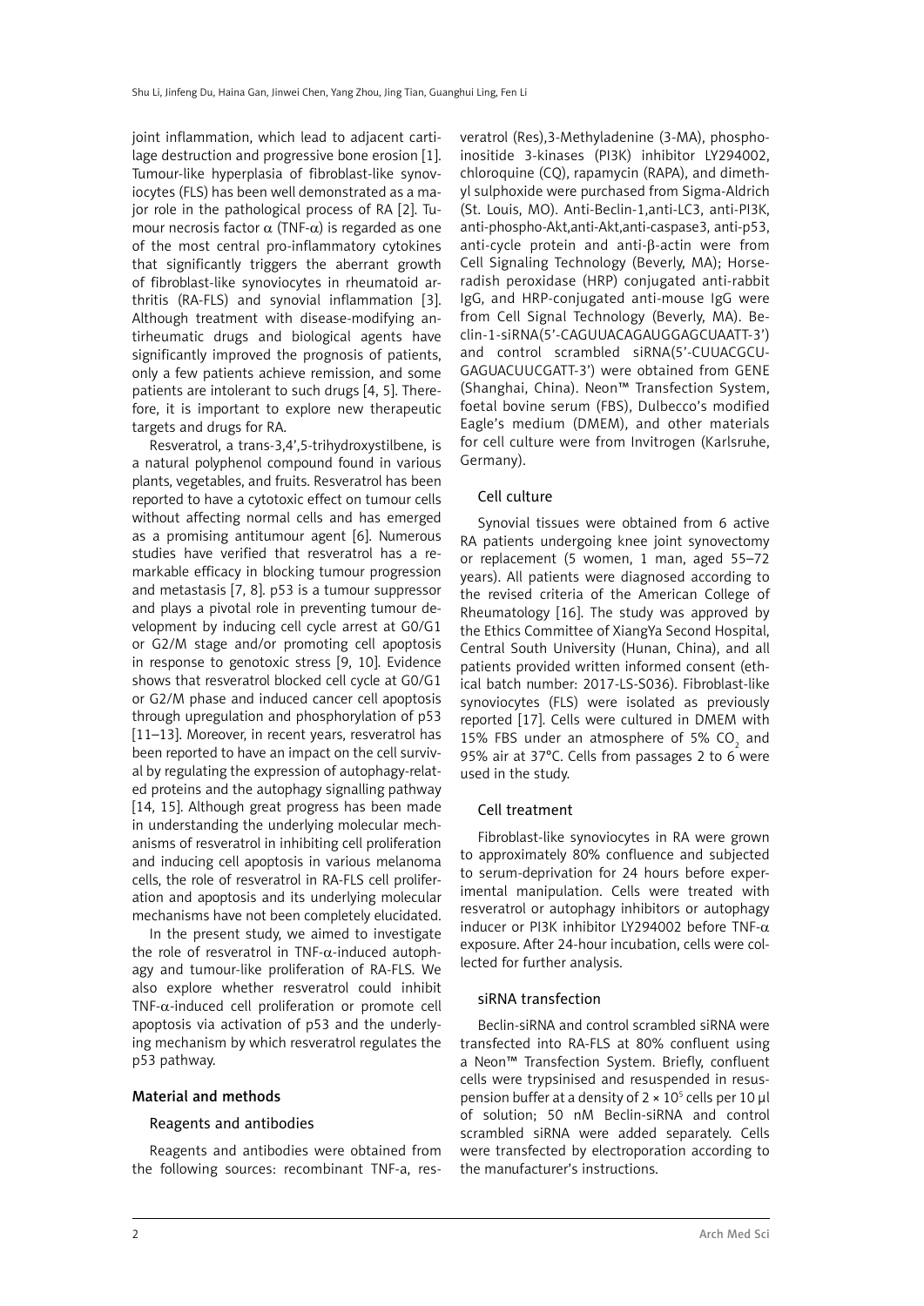joint inflammation, which lead to adjacent cartilage destruction and progressive bone erosion [1]. Tumour-like hyperplasia of fibroblast-like synoviocytes (FLS) has been well demonstrated as a major role in the pathological process of RA [2]. Tumour necrosis factor α (TNF-α) is regarded as one of the most central pro-inflammatory cytokines that significantly triggers the aberrant growth of fibroblast-like synoviocytes in rheumatoid arthritis (RA-FLS) and synovial inflammation [3]. Although treatment with disease-modifying antirheumatic drugs and biological agents have significantly improved the prognosis of patients, only a few patients achieve remission, and some patients are intolerant to such drugs [4, 5]. Therefore, it is important to explore new therapeutic targets and drugs for RA.

Resveratrol, a trans-3,4',5-trihydroxystilbene, is a natural polyphenol compound found in various plants, vegetables, and fruits. Resveratrol has been reported to have a cytotoxic effect on tumour cells without affecting normal cells and has emerged as a promising antitumour agent [6]. Numerous studies have verified that resveratrol has a remarkable efficacy in blocking tumour progression and metastasis [7, 8]. p53 is a tumour suppressor and plays a pivotal role in preventing tumour development by inducing cell cycle arrest at G0/G1 or G2/M stage and/or promoting cell apoptosis in response to genotoxic stress [9, 10]. Evidence shows that resveratrol blocked cell cycle at G0/G1 or G2/M phase and induced cancer cell apoptosis through upregulation and phosphorylation of p53 [11–13]. Moreover, in recent years, resveratrol has been reported to have an impact on the cell survival by regulating the expression of autophagy-related proteins and the autophagy signalling pathway [14, 15]. Although great progress has been made in understanding the underlying molecular mechanisms of resveratrol in inhibiting cell proliferation and inducing cell apoptosis in various melanoma cells, the role of resveratrol in RA-FLS cell proliferation and apoptosis and its underlying molecular mechanisms have not been completely elucidated.

In the present study, we aimed to investigate the role of resveratrol in TNF-α-induced autophagy and tumour-like proliferation of RA-FLS. We also explore whether resveratrol could inhibit TNF-α-induced cell proliferation or promote cell apoptosis via activation of p53 and the underlying mechanism by which resveratrol regulates the p53 pathway.

## Material and methods

### Reagents and antibodies

Reagents and antibodies were obtained from the following sources: recombinant TNF-a, resveratrol (Res),3-Methyladenine (3-MA), phosphoinositide 3-kinases (PI3K) inhibitor LY294002, chloroquine (CQ), rapamycin (RAPA), and dimethyl sulphoxide were purchased from Sigma-Aldrich (St. Louis, MO). Anti-Beclin-1,anti-LC3, anti-PI3K, anti-phospho-Akt,anti-Akt,anti-caspase3, anti-p53, anti-cycle protein and anti-β-actin were from Cell Signaling Technology (Beverly, MA); Horseradish peroxidase (HRP) conjugated anti-rabbit IgG, and HRP-conjugated anti-mouse IgG were from Cell Signal Technology (Beverly, MA). Beclin-1-siRNA(5'-CAGUUACAGAUGGAGCUAATT-3') and control scrambled siRNA(5'-CUUACGCU-GAGUACUUCGATT-3') were obtained from GENE (Shanghai, China). Neon™ Transfection System, foetal bovine serum (FBS), Dulbecco's modified Eagle's medium (DMEM), and other materials for cell culture were from Invitrogen (Karlsruhe, Germany).

### Cell culture

Synovial tissues were obtained from 6 active RA patients undergoing knee joint synovectomy or replacement (5 women, 1 man, aged 55–72 years). All patients were diagnosed according to the revised criteria of the American College of Rheumatology [16]. The study was approved by the Ethics Committee of XiangYa Second Hospital, Central South University (Hunan, China), and all patients provided written informed consent (ethical batch number: 2017-LS-S036). Fibroblast-like synoviocytes (FLS) were isolated as previously reported [17]. Cells were cultured in DMEM with 15% FBS under an atmosphere of 5% $CO_2$ and 95% air at 37°C. Cells from passages 2 to 6 were used in the study.

### Cell treatment

Fibroblast-like synoviocytes in RA were grown to approximately 80% confluence and subjected to serum-deprivation for 24 hours before experimental manipulation. Cells were treated with resveratrol or autophagy inhibitors or autophagy inducer or PI3K inhibitor LY294002 before TNF-α exposure. After 24-hour incubation, cells were collected for further analysis.

### siRNA transfection

Beclin-siRNA and control scrambled siRNA were transfected into RA-FLS at 80% confluent using a Neon™ Transfection System. Briefly, confluent cells were trypsinised and resuspended in resuspension buffer at a density of $2 \times 10^5$ cells per 10 µl of solution; 50 nM Beclin-siRNA and control scrambled siRNA were added separately. Cells were transfected by electroporation according to the manufacturer's instructions.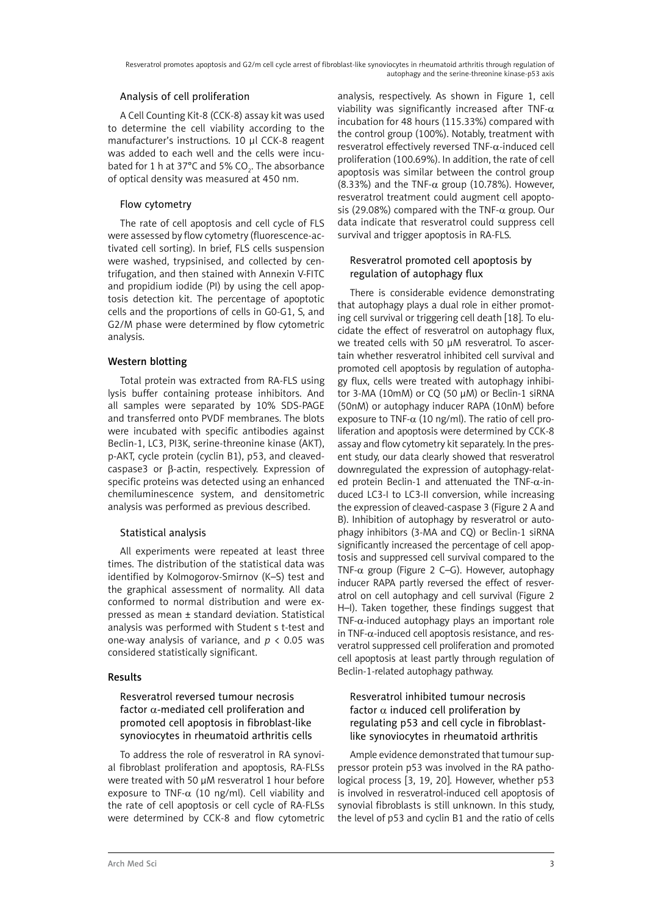### Analysis of cell proliferation

A Cell Counting Kit-8 (CCK-8) assay kit was used to determine the cell viability according to the manufacturer's instructions. 10 µl CCK-8 reagent was added to each well and the cells were incubated for 1 h at 37°C and 5% $CO_2$. The absorbance of optical density was measured at 450 nm.

### Flow cytometry

The rate of cell apoptosis and cell cycle of FLS were assessed by flow cytometry (fluorescence-activated cell sorting). In brief, FLS cells suspension were washed, trypsinised, and collected by centrifugation, and then stained with Annexin V-FITC and propidium iodide (PI) by using the cell apoptosis detection kit. The percentage of apoptotic cells and the proportions of cells in G0-G1, S, and G2/M phase were determined by flow cytometric analysis.

## Western blotting

Total protein was extracted from RA-FLS using lysis buffer containing protease inhibitors. And all samples were separated by 10% SDS-PAGE and transferred onto PVDF membranes. The blots were incubated with specific antibodies against Beclin-1, LC3, PI3K, serine-threonine kinase (AKT), p-AKT, cycle protein (cyclin B1), p53, and cleaved-caspase3 or β-actin, respectively. Expression of specific proteins was detected using an enhanced chemiluminescence system, and densitometric analysis was performed as previous described.

### Statistical analysis

All experiments were repeated at least three times. The distribution of the statistical data was identified by Kolmogorov-Smirnov (K–S) test and the graphical assessment of normality. All data conformed to normal distribution and were expressed as mean ± standard deviation. Statistical analysis was performed with Student s t-test and one-way analysis of variance, and $p < 0.05$ was considered statistically significant.

## Results

### Resveratrol reversed tumour necrosis factor α-mediated cell proliferation and promoted cell apoptosis in fibroblast-like synoviocytes in rheumatoid arthritis cells

To address the role of resveratrol in RA synovial fibroblast proliferation and apoptosis, RA-FLSs were treated with 50 µM resveratrol 1 hour before exposure to TNF-α (10 ng/ml). Cell viability and the rate of cell apoptosis or cell cycle of RA-FLSs were determined by CCK-8 and flow cytometric analysis, respectively. As shown in Figure 1, cell viability was significantly increased after TNF-α incubation for 48 hours (115.33%) compared with the control group (100%). Notably, treatment with resveratrol effectively reversed TNF-α-induced cell proliferation (100.69%). In addition, the rate of cell apoptosis was similar between the control group (8.33%) and the TNF-α group (10.78%). However, resveratrol treatment could augment cell apoptosis (29.08%) compared with the TNF-α group. Our data indicate that resveratrol could suppress cell survival and trigger apoptosis in RA-FLS.

### Resveratrol promoted cell apoptosis by regulation of autophagy flux

There is considerable evidence demonstrating that autophagy plays a dual role in either promoting cell survival or triggering cell death [18]. To elucidate the effect of resveratrol on autophagy flux, we treated cells with 50 µM resveratrol. To ascertain whether resveratrol inhibited cell survival and promoted cell apoptosis by regulation of autophagy flux, cells were treated with autophagy inhibitor 3-MA (10mM) or CQ (50 µM) or Beclin-1 siRNA (50nM) or autophagy inducer RAPA (10nM) before exposure to TNF-α (10 ng/ml). The ratio of cell proliferation and apoptosis were determined by CCK-8 assay and flow cytometry kit separately. In the present study, our data clearly showed that resveratrol downregulated the expression of autophagy-related protein Beclin-1 and attenuated the TNF-α-induced LC3-I to LC3-II conversion, while increasing the expression of cleaved-caspase 3 (Figure 2 A and B). Inhibition of autophagy by resveratrol or autophagy inhibitors (3-MA and CQ) or Beclin-1 siRNA significantly increased the percentage of cell apoptosis and suppressed cell survival compared to the TNF-α group (Figure 2 C–G). However, autophagy inducer RAPA partly reversed the effect of resveratrol on cell autophagy and cell survival (Figure 2 H–I). Taken together, these findings suggest that TNF-α-induced autophagy plays an important role in TNF-α-induced cell apoptosis resistance, and resveratrol suppressed cell proliferation and promoted cell apoptosis at least partly through regulation of Beclin-1-related autophagy pathway.

### Resveratrol inhibited tumour necrosis factor α induced cell proliferation by regulating p53 and cell cycle in fibroblast-like synoviocytes in rheumatoid arthritis

Ample evidence demonstrated that tumour suppressor protein p53 was involved in the RA pathological process [3, 19, 20]. However, whether p53 is involved in resveratrol-induced cell apoptosis of synovial fibroblasts is still unknown. In this study, the level of p53 and cyclin B1 and the ratio of cells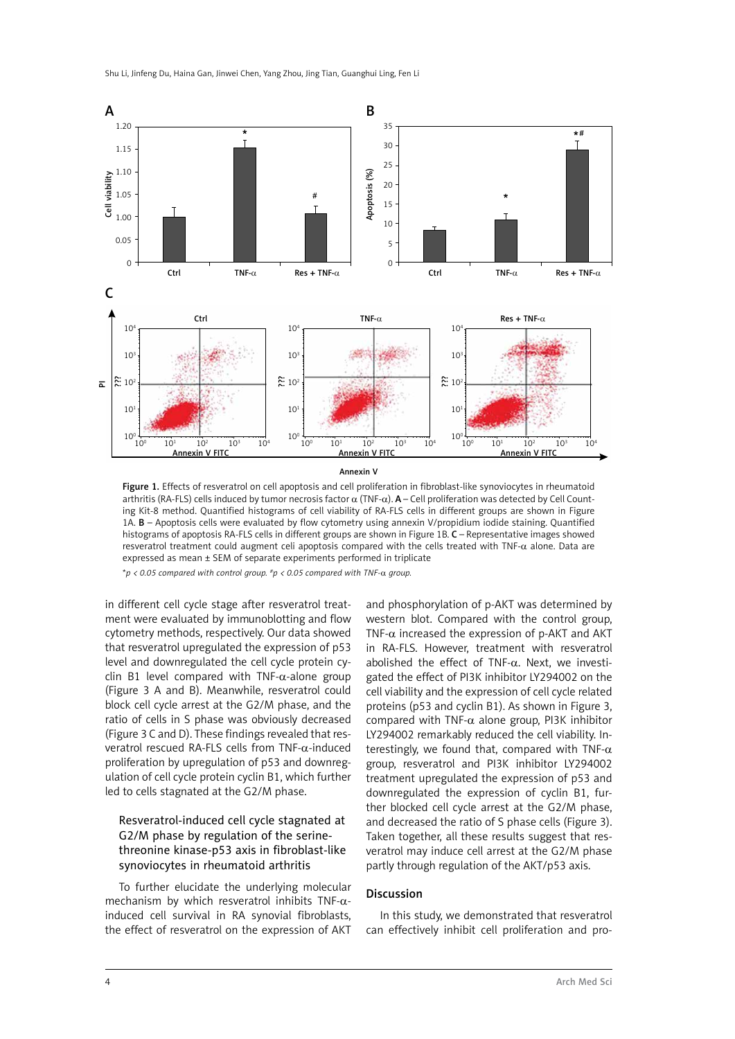Figure 1. Effects of resveratrol on cell apoptosis and cell proliferation in fibroblast-like synoviocytes in rheumatoid arthritis (RA-FLS) cells induced by tumor necrosis factor α (TNF-α). **A** – Cell proliferation was detected by Cell Counting Kit-8 method. Quantified histograms of cell viability of RA-FLS cells in different groups are shown in Figure 1A. **B** – Apoptosis cells were evaluated by flow cytometry using annexin V/propidium iodide staining. Quantified histograms of apoptosis RA-FLS cells in different groups are shown in Figure 1B. **C** – Representative images showed resveratrol treatment could augment celi apoptosis compared with the cells treated with TNF-α alone. Data are expressed as mean ± SEM of separate experiments performed in triplicate

**p* < 0.05 compared with control group. #*p* < 0.05 compared with TNF-α group.

in different cell cycle stage after resveratrol treatment were evaluated by immunoblotting and flow cytometry methods, respectively. Our data showed that resveratrol upregulated the expression of p53 level and downregulated the cell cycle protein cyclin B1 level compared with TNF-α-alone group (Figure 3 A and B). Meanwhile, resveratrol could block cell cycle arrest at the G2/M phase, and the ratio of cells in S phase was obviously decreased (Figure 3 C and D). These findings revealed that resveratrol rescued RA-FLS cells from TNF-α-induced proliferation by upregulation of p53 and downregulation of cell cycle protein cyclin B1, which further led to cells stagnated at the G2/M phase.

### Resveratrol-induced cell cycle stagnated at G2/M phase by regulation of the serine-threonine kinase-p53 axis in fibroblast-like synoviocytes in rheumatoid arthritis

To further elucidate the underlying molecular mechanism by which resveratrol inhibits TNF-α-induced cell survival in RA synovial fibroblasts, the effect of resveratrol on the expression of AKT and phosphorylation of p-AKT was determined by western blot. Compared with the control group, TNF-α increased the expression of p-AKT and AKT in RA-FLS. However, treatment with resveratrol abolished the effect of TNF-α. Next, we investigated the effect of PI3K inhibitor LY294002 on the cell viability and the expression of cell cycle related proteins (p53 and cyclin B1). As shown in Figure 3, compared with TNF-α alone group, PI3K inhibitor LY294002 remarkably reduced the cell viability. Interestingly, we found that, compared with TNF-α group, resveratrol and PI3K inhibitor LY294002 treatment upregulated the expression of p53 and downregulated the expression of cyclin B1, further blocked cell cycle arrest at the G2/M phase, and decreased the ratio of S phase cells (Figure 3). Taken together, all these results suggest that resveratrol may induce cell arrest at the G2/M phase partly through regulation of the AKT/p53 axis.

## Discussion

In this study, we demonstrated that resveratrol can effectively inhibit cell proliferation and pro-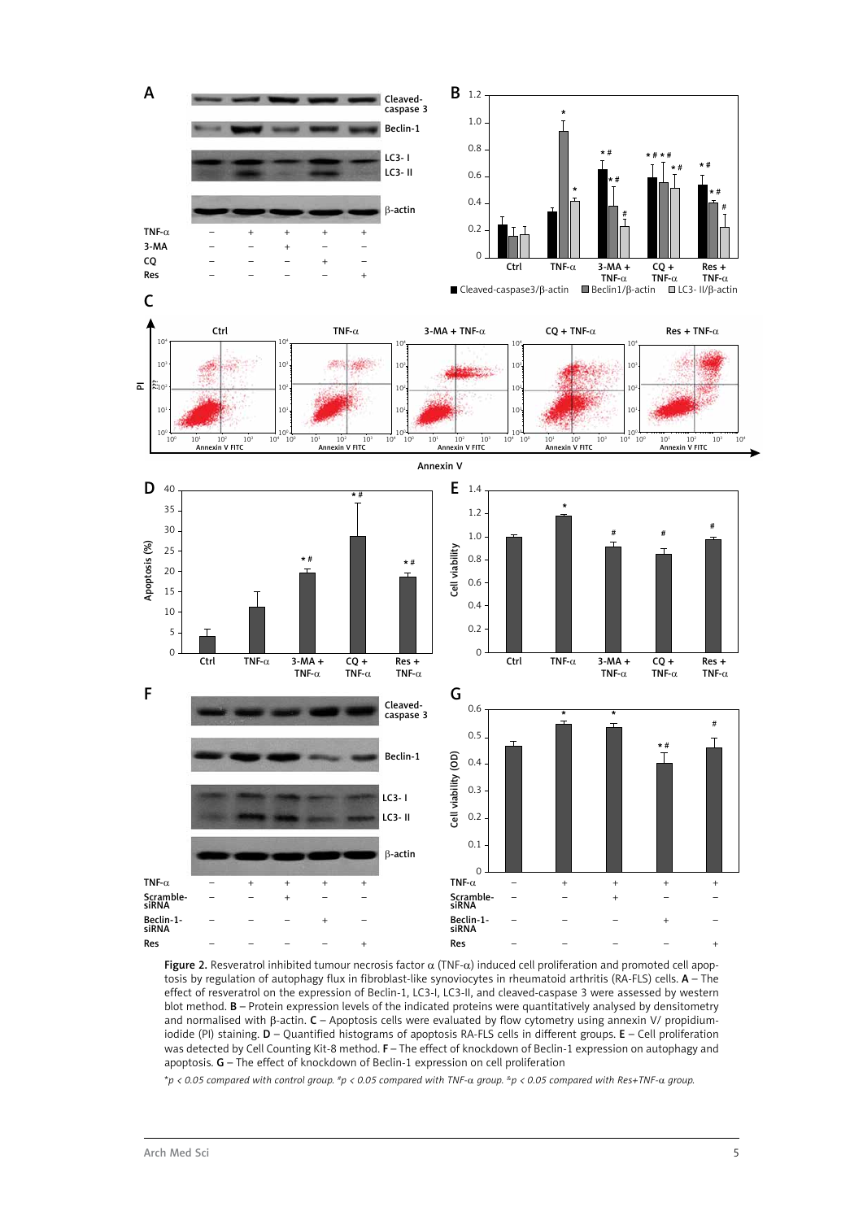**Figure 2.** Resveratrol inhibited tumour necrosis factor α (TNF-α) induced cell proliferation and promoted cell apoptosis by regulation of autophagy flux in fibroblast-like synoviocytes in rheumatoid arthritis (RA-FLS) cells. **A** – The effect of resveratrol on the expression of Beclin-1, LC3-I, LC3-II, and cleaved-caspase 3 were assessed by western blot method. **B** – Protein expression levels of the indicated proteins were quantitatively analysed by densitometry and normalised with β-actin. **C** – Apoptosis cells were evaluated by flow cytometry using annexin V/ propidium-iodide (PI) staining. **D** – Quantified histograms of apoptosis RA-FLS cells in different groups. **E** – Cell proliferation was detected by Cell Counting Kit-8 method. **F** – The effect of knockdown of Beclin-1 expression on autophagy and apoptosis. **G** – The effect of knockdown of Beclin-1 expression on cell proliferation

*\*p < 0.05 compared with control group. #p < 0.05 compared with TNF-α group. &p < 0.05 compared with Res+TNF-α group.*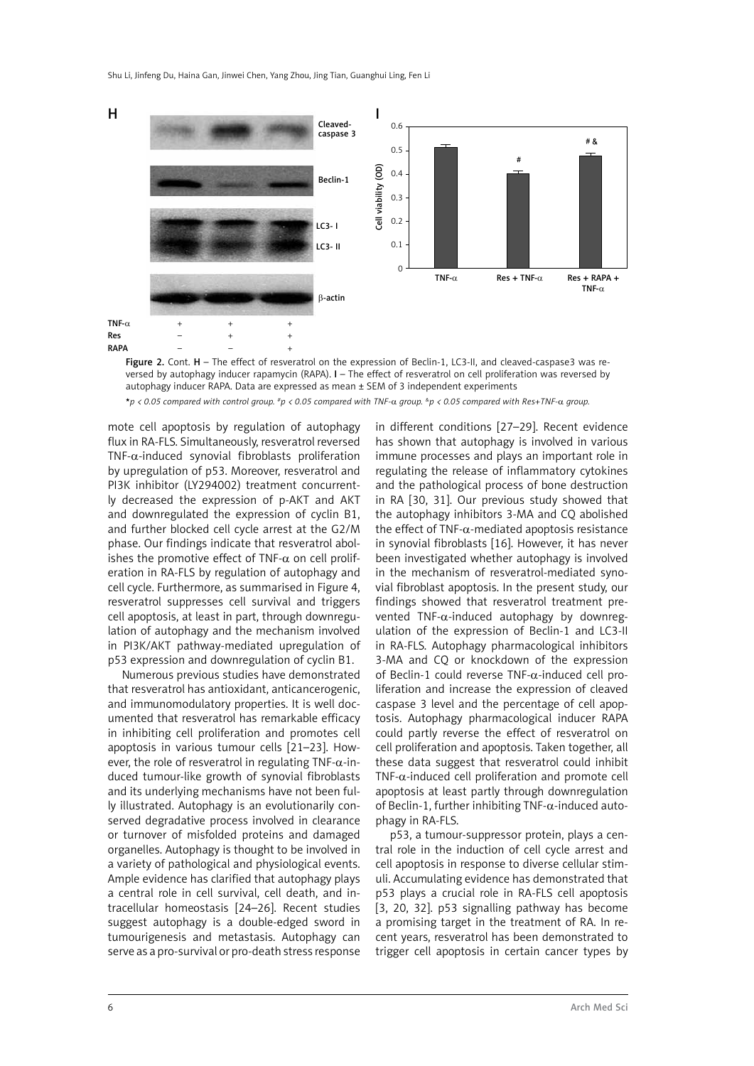**Figure 2.** Cont. **H** – The effect of resveratrol on the expression of Beclin-1, LC3-II, and cleaved-caspase3 was reversed by autophagy inducer rapamycin (RAPA). **I** – The effect of resveratrol on cell proliferation was reversed by autophagy inducer RAPA. Data are expressed as mean ± SEM of 3 independent experiments

*$p < 0.05$ compared with control group. #$p < 0.05$ compared with TNF-α group. &$p < 0.05$ compared with Res+TNF-α group.

mote cell apoptosis by regulation of autophagy flux in RA-FLS. Simultaneously, resveratrol reversed TNF-α-induced synovial fibroblasts proliferation by upregulation of p53. Moreover, resveratrol and PI3K inhibitor (LY294002) treatment concurrently decreased the expression of p-AKT and AKT and downregulated the expression of cyclin B1, and further blocked cell cycle arrest at the G2/M phase. Our findings indicate that resveratrol abolishes the promotive effect of TNF-α on cell proliferation in RA-FLS by regulation of autophagy and cell cycle. Furthermore, as summarised in Figure 4, resveratrol suppresses cell survival and triggers cell apoptosis, at least in part, through downregulation of autophagy and the mechanism involved in PI3K/AKT pathway-mediated upregulation of p53 expression and downregulation of cyclin B1.

Numerous previous studies have demonstrated that resveratrol has antioxidant, anticancerogenic, and immunomodulatory properties. It is well documented that resveratrol has remarkable efficacy in inhibiting cell proliferation and promotes cell apoptosis in various tumour cells [21–23]. However, the role of resveratrol in regulating TNF-α-induced tumour-like growth of synovial fibroblasts and its underlying mechanisms have not been fully illustrated. Autophagy is an evolutionarily conserved degradative process involved in clearance or turnover of misfolded proteins and damaged organelles. Autophagy is thought to be involved in a variety of pathological and physiological events. Ample evidence has clarified that autophagy plays a central role in cell survival, cell death, and intracellular homeostasis [24–26]. Recent studies suggest autophagy is a double-edged sword in tumourigenesis and metastasis. Autophagy can serve as a pro-survival or pro-death stress response in different conditions [27–29]. Recent evidence has shown that autophagy is involved in various immune processes and plays an important role in regulating the release of inflammatory cytokines and the pathological process of bone destruction in RA [30, 31]. Our previous study showed that the autophagy inhibitors 3-MA and CQ abolished the effect of TNF-α-mediated apoptosis resistance in synovial fibroblasts [16]. However, it has never been investigated whether autophagy is involved in the mechanism of resveratrol-mediated synovial fibroblast apoptosis. In the present study, our findings showed that resveratrol treatment prevented TNF-α-induced autophagy by downregulation of the expression of Beclin-1 and LC3-II in RA-FLS. Autophagy pharmacological inhibitors 3-MA and CQ or knockdown of the expression of Beclin-1 could reverse TNF-α-induced cell proliferation and increase the expression of cleaved caspase 3 level and the percentage of cell apoptosis. Autophagy pharmacological inducer RAPA could partly reverse the effect of resveratrol on cell proliferation and apoptosis. Taken together, all these data suggest that resveratrol could inhibit TNF-α-induced cell proliferation and promote cell apoptosis at least partly through downregulation of Beclin-1, further inhibiting TNF-α-induced autophagy in RA-FLS.

p53, a tumour-suppressor protein, plays a central role in the induction of cell cycle arrest and cell apoptosis in response to diverse cellular stimuli. Accumulating evidence has demonstrated that p53 plays a crucial role in RA-FLS cell apoptosis [3, 20, 32]. p53 signalling pathway has become a promising target in the treatment of RA. In recent years, resveratrol has been demonstrated to trigger cell apoptosis in certain cancer types by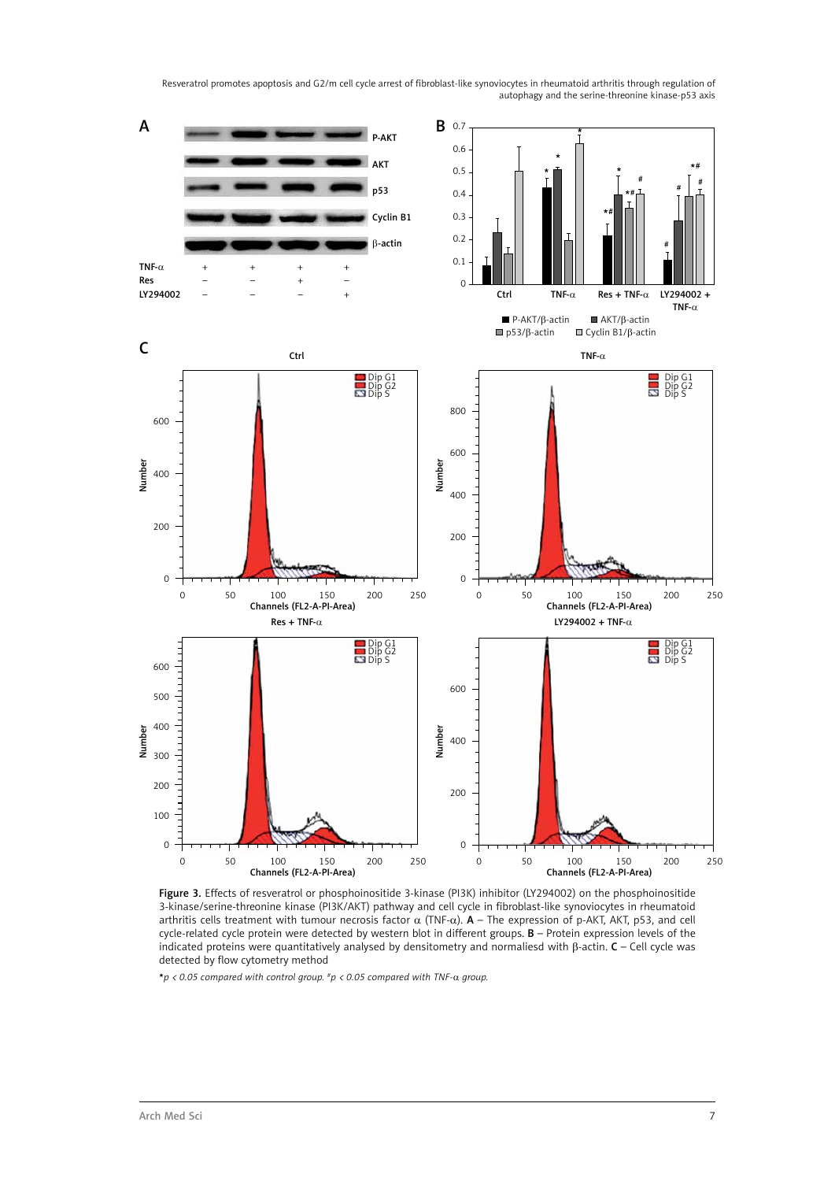Figure 3. Effects of resveratrol or phosphoinositide 3-kinase (PI3K) inhibitor (LY294002) on the phosphoinositide 3-kinase/serine-threonine kinase (PI3K/AKT) pathway and cell cycle in fibroblast-like synoviocytes in rheumatoid arthritis cells treatment with tumour necrosis factor α (TNF-α). **A** – The expression of p-AKT, AKT, p53, and cell cycle-related cycle protein were detected by western blot in different groups. **B** – Protein expression levels of the indicated proteins were quantitatively analysed by densitometry and normaliesd with β-actin. **C** – Cell cycle was detected by flow cytometry method

*\*p < 0.05 compared with control group. #p < 0.05 compared with TNF-α group.*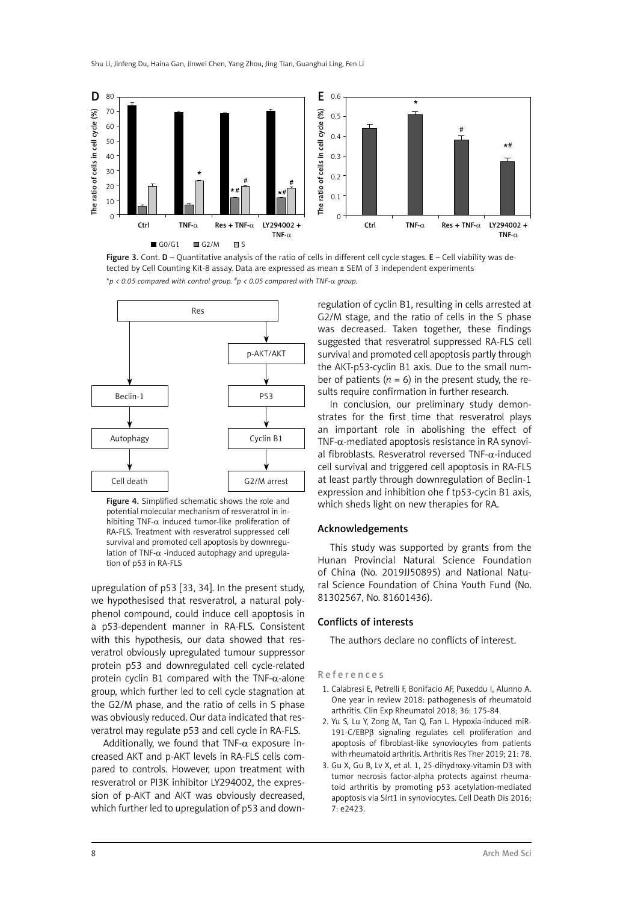Figure 3. Cont. **D** – Quantitative analysis of the ratio of cells in different cell cycle stages. **E** – Cell viability was detected by Cell Counting Kit-8 assay. Data are expressed as mean ± SEM of 3 independent experiments

*$p < 0.05$ compared with control group. #$p < 0.05$ compared with TNF-α group.*

Figure 4. Simplified schematic shows the role and potential molecular mechanism of resveratrol in inhibiting TNF-α induced tumor-like proliferation of RA-FLS. Treatment with resveratrol suppressed cell survival and promoted cell apoptosis by downregulation of TNF-α -induced autophagy and upregulation of p53 in RA-FLS

upregulation of p53 [33, 34]. In the present study, we hypothesised that resveratrol, a natural polyphenol compound, could induce cell apoptosis in a p53-dependent manner in RA-FLS. Consistent with this hypothesis, our data showed that resveratrol obviously upregulated tumour suppressor protein p53 and downregulated cell cycle-related protein cyclin B1 compared with the TNF-α-alone group, which further led to cell cycle stagnation at the G2/M phase, and the ratio of cells in S phase was obviously reduced. Our data indicated that resveratrol may regulate p53 and cell cycle in RA-FLS.

Additionally, we found that TNF-α exposure increased AKT and p-AKT levels in RA-FLS cells compared to controls. However, upon treatment with resveratrol or PI3K inhibitor LY294002, the expression of p-AKT and AKT was obviously decreased, which further led to upregulation of p53 and downregulation of cyclin B1, resulting in cells arrested at G2/M stage, and the ratio of cells in the S phase was decreased. Taken together, these findings suggested that resveratrol suppressed RA-FLS cell survival and promoted cell apoptosis partly through the AKT-p53-cyclin B1 axis. Due to the small number of patients ($n = 6$) in the present study, the results require confirmation in further research.

In conclusion, our preliminary study demonstrates for the first time that resveratrol plays an important role in abolishing the effect of TNF-α-mediated apoptosis resistance in RA synovial fibroblasts. Resveratrol reversed TNF-α-induced cell survival and triggered cell apoptosis in RA-FLS at least partly through downregulation of Beclin-1 expression and inhibition ohe f tp53-cycin B1 axis, which sheds light on new therapies for RA.

## Acknowledgements

This study was supported by grants from the Hunan Provincial Natural Science Foundation of China (No. 2019JJ50895) and National Natural Science Foundation of China Youth Fund (No. 81302567, No. 81601436).

## Conflicts of interests

The authors declare no conflicts of interest.

## References

1. Calabresi E, Petrelli F, Bonifacio AF, Puxeddu I, Alunno A. One year in review 2018: pathogenesis of rheumatoid arthritis. Clin Exp Rheumatol 2018; 36: 175-84.
2. Yu S, Lu Y, Zong M, Tan Q, Fan L. Hypoxia-induced miR-191-C/EBPβ signaling regulates cell proliferation and apoptosis of fibroblast-like synoviocytes from patients with rheumatoid arthritis. Arthritis Res Ther 2019; 21: 78.
3. Gu X, Gu B, Lv X, et al. 1, 25-dihydroxy-vitamin D3 with tumor necrosis factor-alpha protects against rheumatoid arthritis by promoting p53 acetylation-mediated apoptosis via Sirt1 in synoviocytes. Cell Death Dis 2016; 7: e2423.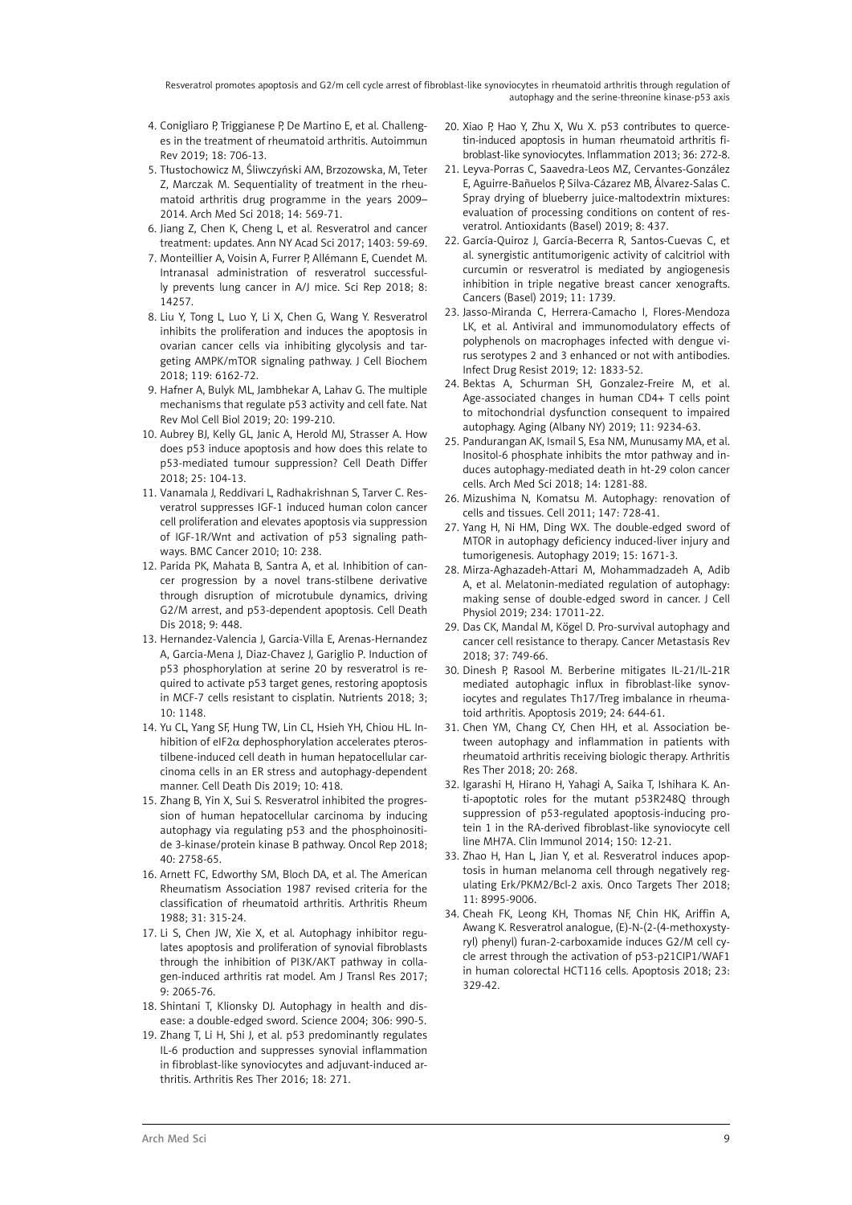4. Conigliaro P, Triggianese P, De Martino E, et al. Challenges in the treatment of rheumatoid arthritis. Autoimmun Rev 2019; 18: 706-13.
5. Tłustochowicz M, Śliwczyński AM, Brzozowska, M, Teter Z, Marczak M. Sequentiality of treatment in the rheumatoid arthritis drug programme in the years 2009–2014. Arch Med Sci 2018; 14: 569-71.
6. Jiang Z, Chen K, Cheng L, et al. Resveratrol and cancer treatment: updates. Ann NY Acad Sci 2017; 1403: 59-69.
7. Monteillier A, Voisin A, Furrer P, Allémann E, Cuendet M. Intranasal administration of resveratrol successfully prevents lung cancer in A/J mice. Sci Rep 2018; 8: 14257.
8. Liu Y, Tong L, Luo Y, Li X, Chen G, Wang Y. Resveratrol inhibits the proliferation and induces the apoptosis in ovarian cancer cells via inhibiting glycolysis and targeting AMPK/mTOR signaling pathway. J Cell Biochem 2018; 119: 6162-72.
9. Hafner A, Bulyk ML, Jambhekar A, Lahav G. The multiple mechanisms that regulate p53 activity and cell fate. Nat Rev Mol Cell Biol 2019; 20: 199-210.
10. Aubrey BJ, Kelly GL, Janic A, Herold MJ, Strasser A. How does p53 induce apoptosis and how does this relate to p53-mediated tumour suppression? Cell Death Differ 2018; 25: 104-13.
11. Vanamala J, Reddivari L, Radhakrishnan S, Tarver C. Resveratrol suppresses IGF-1 induced human colon cancer cell proliferation and elevates apoptosis via suppression of IGF-1R/Wnt and activation of p53 signaling pathways. BMC Cancer 2010; 10: 238.
12. Parida PK, Mahata B, Santra A, et al. Inhibition of cancer progression by a novel trans-stilbene derivative through disruption of microtubule dynamics, driving G2/M arrest, and p53-dependent apoptosis. Cell Death Dis 2018; 9: 448.
13. Hernandez-Valencia J, Garcia-Villa E, Arenas-Hernandez A, Garcia-Mena J, Diaz-Chavez J, Gariglio P. Induction of p53 phosphorylation at serine 20 by resveratrol is required to activate p53 target genes, restoring apoptosis in MCF-7 cells resistant to cisplatin. Nutrients 2018; 3; 10: 1148.
14. Yu CL, Yang SF, Hung TW, Lin CL, Hsieh YH, Chiou HL. Inhibition of eIF2α dephosphorylation accelerates pterostilbene-induced cell death in human hepatocellular carcinoma cells in an ER stress and autophagy-dependent manner. Cell Death Dis 2019; 10: 418.
15. Zhang B, Yin X, Sui S. Resveratrol inhibited the progression of human hepatocellular carcinoma by inducing autophagy via regulating p53 and the phosphoinositide 3-kinase/protein kinase B pathway. Oncol Rep 2018; 40: 2758-65.
16. Arnett FC, Edworthy SM, Bloch DA, et al. The American Rheumatism Association 1987 revised criteria for the classification of rheumatoid arthritis. Arthritis Rheum 1988; 31: 315-24.
17. Li S, Chen JW, Xie X, et al. Autophagy inhibitor regulates apoptosis and proliferation of synovial fibroblasts through the inhibition of PI3K/AKT pathway in collagen-induced arthritis rat model. Am J Transl Res 2017; 9: 2065-76.
18. Shintani T, Klionsky DJ. Autophagy in health and disease: a double-edged sword. Science 2004; 306: 990-5.
19. Zhang T, Li H, Shi J, et al. p53 predominantly regulates IL-6 production and suppresses synovial inflammation in fibroblast-like synoviocytes and adjuvant-induced arthritis. Arthritis Res Ther 2016; 18: 271.
20. Xiao P, Hao Y, Zhu X, Wu X. p53 contributes to quercetin-induced apoptosis in human rheumatoid arthritis fibroblast-like synoviocytes. Inflammation 2013; 36: 272-8.
21. Leyva-Porras C, Saavedra-Leos MZ, Cervantes-González E, Aguirre-Bañuelos P, Silva-Cázarez MB, Álvarez-Salas C. Spray drying of blueberry juice-maltodextrin mixtures: evaluation of processing conditions on content of resveratrol. Antioxidants (Basel) 2019; 8: 437.
22. García-Quiroz J, García-Becerra R, Santos-Cuevas C, et al. synergistic antitumorigenic activity of calcitriol with curcumin or resveratrol is mediated by angiogenesis inhibition in triple negative breast cancer xenografts. Cancers (Basel) 2019; 11: 1739.
23. Jasso-Miranda C, Herrera-Camacho I, Flores-Mendoza LK, et al. Antiviral and immunomodulatory effects of polyphenols on macrophages infected with dengue virus serotypes 2 and 3 enhanced or not with antibodies. Infect Drug Resist 2019; 12: 1833-52.
24. Bektas A, Schurman SH, Gonzalez-Freire M, et al. Age-associated changes in human CD4+ T cells point to mitochondrial dysfunction consequent to impaired autophagy. Aging (Albany NY) 2019; 11: 9234-63.
25. Pandurangan AK, Ismail S, Esa NM, Munusamy MA, et al. Inositol-6 phosphate inhibits the mtor pathway and induces autophagy-mediated death in ht-29 colon cancer cells. Arch Med Sci 2018; 14: 1281-88.
26. Mizushima N, Komatsu M. Autophagy: renovation of cells and tissues. Cell 2011; 147: 728-41.
27. Yang H, Ni HM, Ding WX. The double-edged sword of MTOR in autophagy deficiency induced-liver injury and tumorigenesis. Autophagy 2019; 15: 1671-3.
28. Mirza-Aghazadeh-Attari M, Mohammadzadeh A, Adib A, et al. Melatonin-mediated regulation of autophagy: making sense of double-edged sword in cancer. J Cell Physiol 2019; 234: 17011-22.
29. Das CK, Mandal M, Kögel D. Pro-survival autophagy and cancer cell resistance to therapy. Cancer Metastasis Rev 2018; 37: 749-66.
30. Dinesh P, Rasool M. Berberine mitigates IL-21/IL-21R mediated autophagic influx in fibroblast-like synoviocytes and regulates Th17/Treg imbalance in rheumatoid arthritis. Apoptosis 2019; 24: 644-61.
31. Chen YM, Chang CY, Chen HH, et al. Association between autophagy and inflammation in patients with rheumatoid arthritis receiving biologic therapy. Arthritis Res Ther 2018; 20: 268.
32. Igarashi H, Hirano H, Yahagi A, Saika T, Ishihara K. Anti-apoptotic roles for the mutant p53R248Q through suppression of p53-regulated apoptosis-inducing protein 1 in the RA-derived fibroblast-like synoviocyte cell line MH7A. Clin Immunol 2014; 150: 12-21.
33. Zhao H, Han L, Jian Y, et al. Resveratrol induces apoptosis in human melanoma cell through negatively regulating Erk/PKM2/Bcl-2 axis. Onco Targets Ther 2018; 11: 8995-9006.
34. Cheah FK, Leong KH, Thomas NF, Chin HK, Ariffin A, Awang K. Resveratrol analogue, (E)-N-(2-(4-methoxystyryl) phenyl) furan-2-carboxamide induces G2/M cell cycle arrest through the activation of p53-p21CIP1/WAF1 in human colorectal HCT116 cells. Apoptosis 2018; 23: 329-42.